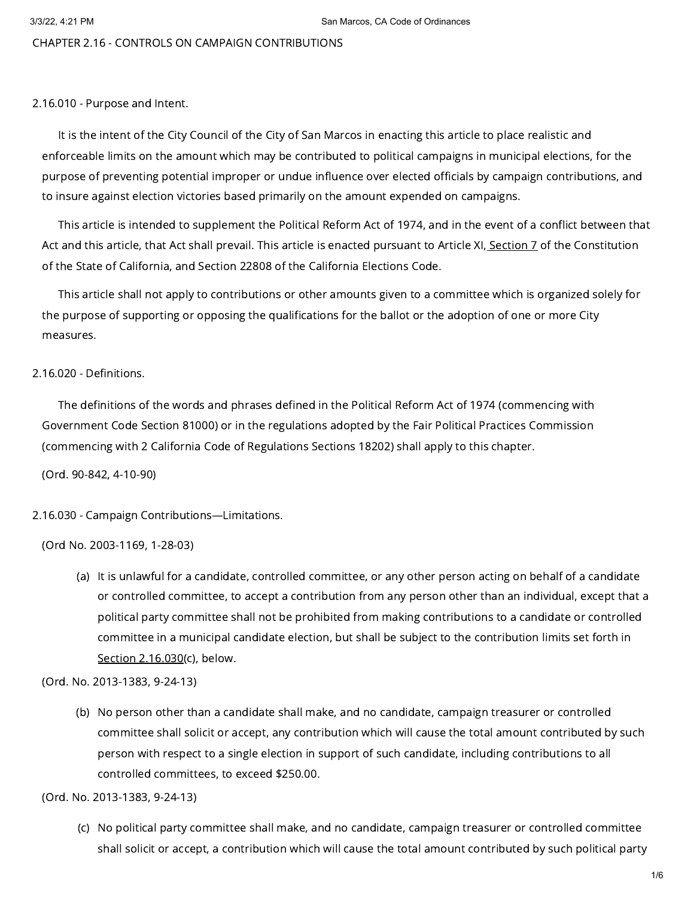# CHAPTER 2.16 - CONTROLS ON CAMPAIGN CONTRIBUTIONS

## 2.16.010 - Purpose and Intent.

It is the intent of the City Council of the City of San Marcos in enacting this article to place realistic and enforceable limits on the amount which may be contributed to political campaigns in municipal elections, for the purpose of preventing potential improper or undue influence over elected officials by campaign contributions, and to insure against election victories based primarily on the amount expended on campaigns.

This article is intended to supplement the Political Reform Act of 1974, and in the event of a conflict between that Act and this article, that Act shall prevail. This article is enacted pursuant to Article XI, Section 7 of the Constitution of the State of California, and Section 22808 of the California Elections Code.

This article shall not apply to contributions or other amounts given to a committee which is organized solely for the purpose of supporting or opposing the qualifications for the ballot or the adoption of one or more City measures.

## 2.16.020 - Definitions.

The definitions of the words and phrases defined in the Political Reform Act of 1974 (commencing with Government Code Section 81000) or in the regulations adopted by the Fair Political Practices Commission (commencing with 2 California Code of Regulations Sections 18202) shall apply to this chapter.

(Ord. 90-842, 4-10-90)

## 2.16.030 - Campaign Contributions—Limitations.

(Ord No. 2003-1169, 1-28-03)

(a) It is unlawful for a candidate, controlled committee, or any other person acting on behalf of a candidate or controlled committee, to accept a contribution from any person other than an individual, except that a political party committee shall not be prohibited from making contributions to a candidate or controlled committee in a municipal candidate election, but shall be subject to the contribution limits set forth in Section 2.16.030(c), below.

(Ord. No. 2013-1383, 9-24-13)

(b) No person other than a candidate shall make, and no candidate, campaign treasurer or controlled committee shall solicit or accept, any contribution which will cause the total amount contributed by such person with respect to a single election in support of such candidate, including contributions to all controlled committees, to exceed $250.00.

(Ord. No. 2013-1383, 9-24-13)

(c) No political party committee shall make, and no candidate, campaign treasurer or controlled committee shall solicit or accept, a contribution which will cause the total amount contributed by such political party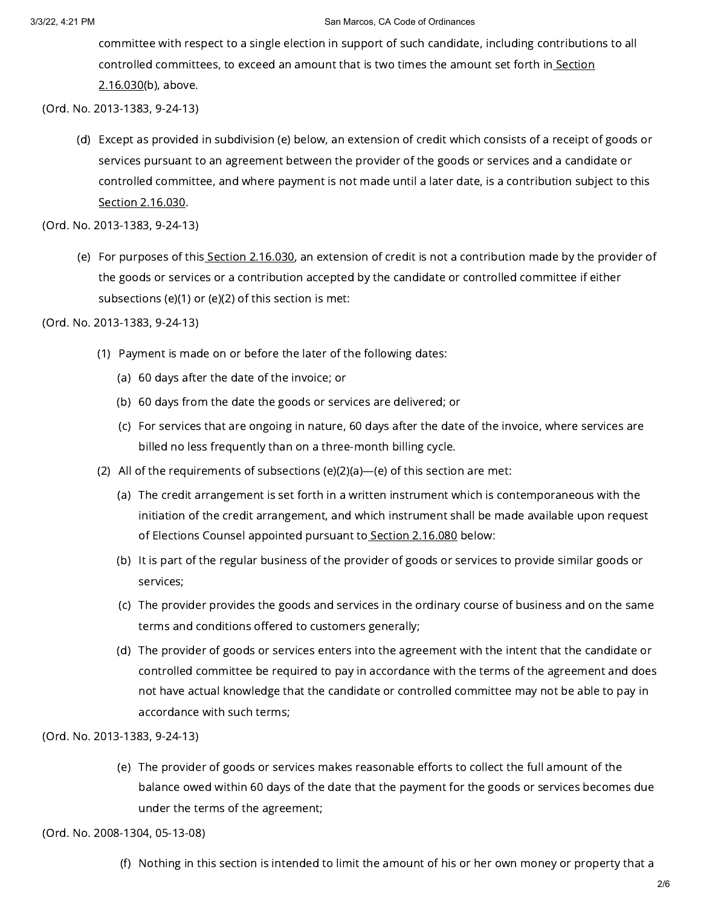committee with respect to a single election in support of such candidate, including contributions to all controlled committees, to exceed an amount that is two times the amount set forth in Section 2.16.030(b), above.

(Ord. No. 2013-1383, 9-24-13)

(d) Except as provided in subdivision (e) below, an extension of credit which consists of a receipt of goods or services pursuant to an agreement between the provider of the goods or services and a candidate or controlled committee, and where payment is not made until a later date, is a contribution subject to this Section 2.16.030.

(Ord. No. 2013-1383, 9-24-13)

(e) For purposes of this Section 2.16.030, an extension of credit is not a contribution made by the provider of the goods or services or a contribution accepted by the candidate or controlled committee if either subsections (e)(1) or (e)(2) of this section is met:

(Ord. No. 2013-1383, 9-24-13)

(1) Payment is made on or before the later of the following dates:

(a) 60 days after the date of the invoice; or

(b) 60 days from the date the goods or services are delivered; or

(c) For services that are ongoing in nature, 60 days after the date of the invoice, where services are billed no less frequently than on a three-month billing cycle.

(2) All of the requirements of subsections (e)(2)(a)—(e) of this section are met:

(a) The credit arrangement is set forth in a written instrument which is contemporaneous with the initiation of the credit arrangement, and which instrument shall be made available upon request of Elections Counsel appointed pursuant to Section 2.16.080 below:

(b) It is part of the regular business of the provider of goods or services to provide similar goods or services;

(c) The provider provides the goods and services in the ordinary course of business and on the same terms and conditions offered to customers generally;

(d) The provider of goods or services enters into the agreement with the intent that the candidate or controlled committee be required to pay in accordance with the terms of the agreement and does not have actual knowledge that the candidate or controlled committee may not be able to pay in accordance with such terms;

(Ord. No. 2013-1383, 9-24-13)

(e) The provider of goods or services makes reasonable efforts to collect the full amount of the balance owed within 60 days of the date that the payment for the goods or services becomes due under the terms of the agreement;

(Ord. No. 2008-1304, 05-13-08)

(f) Nothing in this section is intended to limit the amount of his or her own money or property that a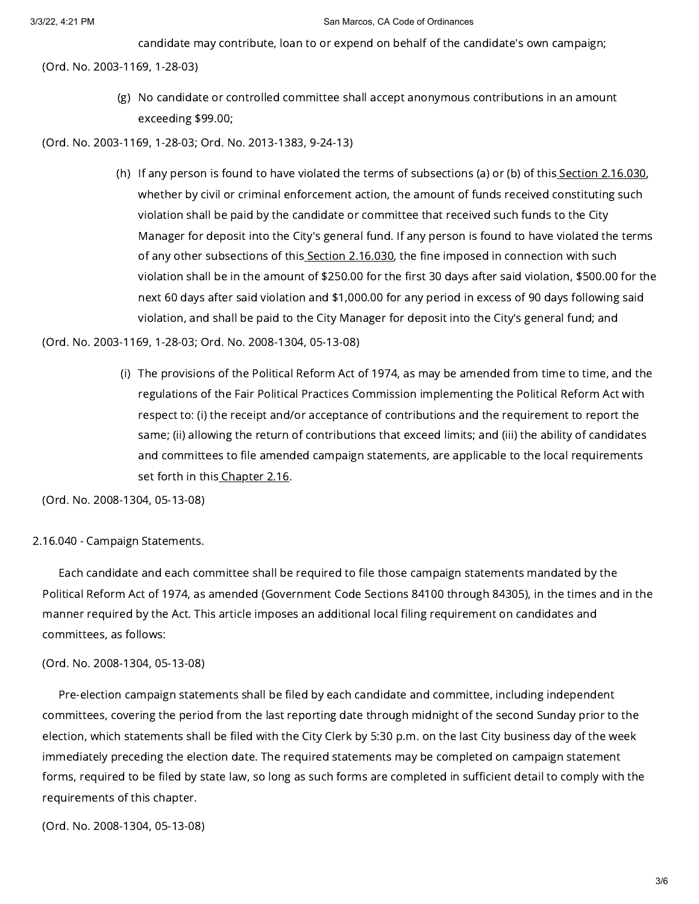candidate may contribute, loan to or expend on behalf of the candidate's own campaign;

(Ord. No. 2003-1169, 1-28-03)

(g) No candidate or controlled committee shall accept anonymous contributions in an amount exceeding $99.00;

(Ord. No. 2003-1169, 1-28-03; Ord. No. 2013-1383, 9-24-13)

(h) If any person is found to have violated the terms of subsections (a) or (b) of this Section 2.16.030, whether by civil or criminal enforcement action, the amount of funds received constituting such violation shall be paid by the candidate or committee that received such funds to the City Manager for deposit into the City's general fund. If any person is found to have violated the terms of any other subsections of this Section 2.16.030, the fine imposed in connection with such violation shall be in the amount of $250.00 for the first 30 days after said violation, $500.00 for the next 60 days after said violation and $1,000.00 for any period in excess of 90 days following said violation, and shall be paid to the City Manager for deposit into the City's general fund; and

(Ord. No. 2003-1169, 1-28-03; Ord. No. 2008-1304, 05-13-08)

(i) The provisions of the Political Reform Act of 1974, as may be amended from time to time, and the regulations of the Fair Political Practices Commission implementing the Political Reform Act with respect to: (i) the receipt and/or acceptance of contributions and the requirement to report the same; (ii) allowing the return of contributions that exceed limits; and (iii) the ability of candidates and committees to file amended campaign statements, are applicable to the local requirements set forth in this Chapter 2.16.

(Ord. No. 2008-1304, 05-13-08)

## 2.16.040 - Campaign Statements.

Each candidate and each committee shall be required to file those campaign statements mandated by the Political Reform Act of 1974, as amended (Government Code Sections 84100 through 84305), in the times and in the manner required by the Act. This article imposes an additional local filing requirement on candidates and committees, as follows:

(Ord. No. 2008-1304, 05-13-08)

Pre-election campaign statements shall be filed by each candidate and committee, including independent committees, covering the period from the last reporting date through midnight of the second Sunday prior to the election, which statements shall be filed with the City Clerk by 5:30 p.m. on the last City business day of the week immediately preceding the election date. The required statements may be completed on campaign statement forms, required to be filed by state law, so long as such forms are completed in sufficient detail to comply with the requirements of this chapter.

(Ord. No. 2008-1304, 05-13-08)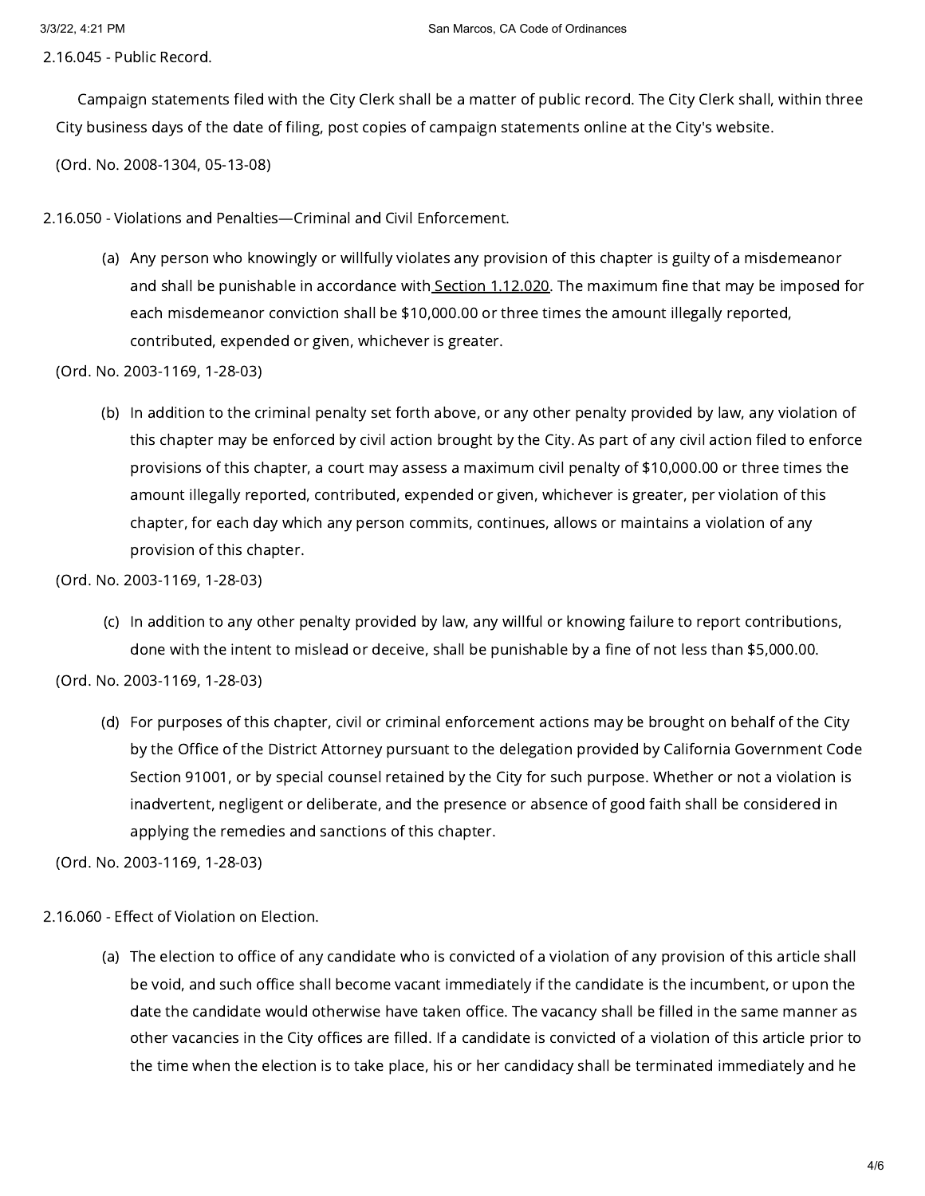2.16.045 - Public Record.

Campaign statements filed with the City Clerk shall be a matter of public record. The City Clerk shall, within three City business days of the date of filing, post copies of campaign statements online at the City's website.

(Ord. No. 2008-1304, 05-13-08)

2.16.050 - Violations and Penalties—Criminal and Civil Enforcement.

(a) Any person who knowingly or willfully violates any provision of this chapter is guilty of a misdemeanor and shall be punishable in accordance with Section 1.12.020. The maximum fine that may be imposed for each misdemeanor conviction shall be $10,000.00 or three times the amount illegally reported, contributed, expended or given, whichever is greater.

(Ord. No. 2003-1169, 1-28-03)

(b) In addition to the criminal penalty set forth above, or any other penalty provided by law, any violation of this chapter may be enforced by civil action brought by the City. As part of any civil action filed to enforce provisions of this chapter, a court may assess a maximum civil penalty of $10,000.00 or three times the amount illegally reported, contributed, expended or given, whichever is greater, per violation of this chapter, for each day which any person commits, continues, allows or maintains a violation of any provision of this chapter.

(Ord. No. 2003-1169, 1-28-03)

(c) In addition to any other penalty provided by law, any willful or knowing failure to report contributions, done with the intent to mislead or deceive, shall be punishable by a fine of not less than $5,000.00.

(Ord. No. 2003-1169, 1-28-03)

(d) For purposes of this chapter, civil or criminal enforcement actions may be brought on behalf of the City by the Office of the District Attorney pursuant to the delegation provided by California Government Code Section 91001, or by special counsel retained by the City for such purpose. Whether or not a violation is inadvertent, negligent or deliberate, and the presence or absence of good faith shall be considered in applying the remedies and sanctions of this chapter.

(Ord. No. 2003-1169, 1-28-03)

2.16.060 - Effect of Violation on Election.

(a) The election to office of any candidate who is convicted of a violation of any provision of this article shall be void, and such office shall become vacant immediately if the candidate is the incumbent, or upon the date the candidate would otherwise have taken office. The vacancy shall be filled in the same manner as other vacancies in the City offices are filled. If a candidate is convicted of a violation of this article prior to the time when the election is to take place, his or her candidacy shall be terminated immediately and he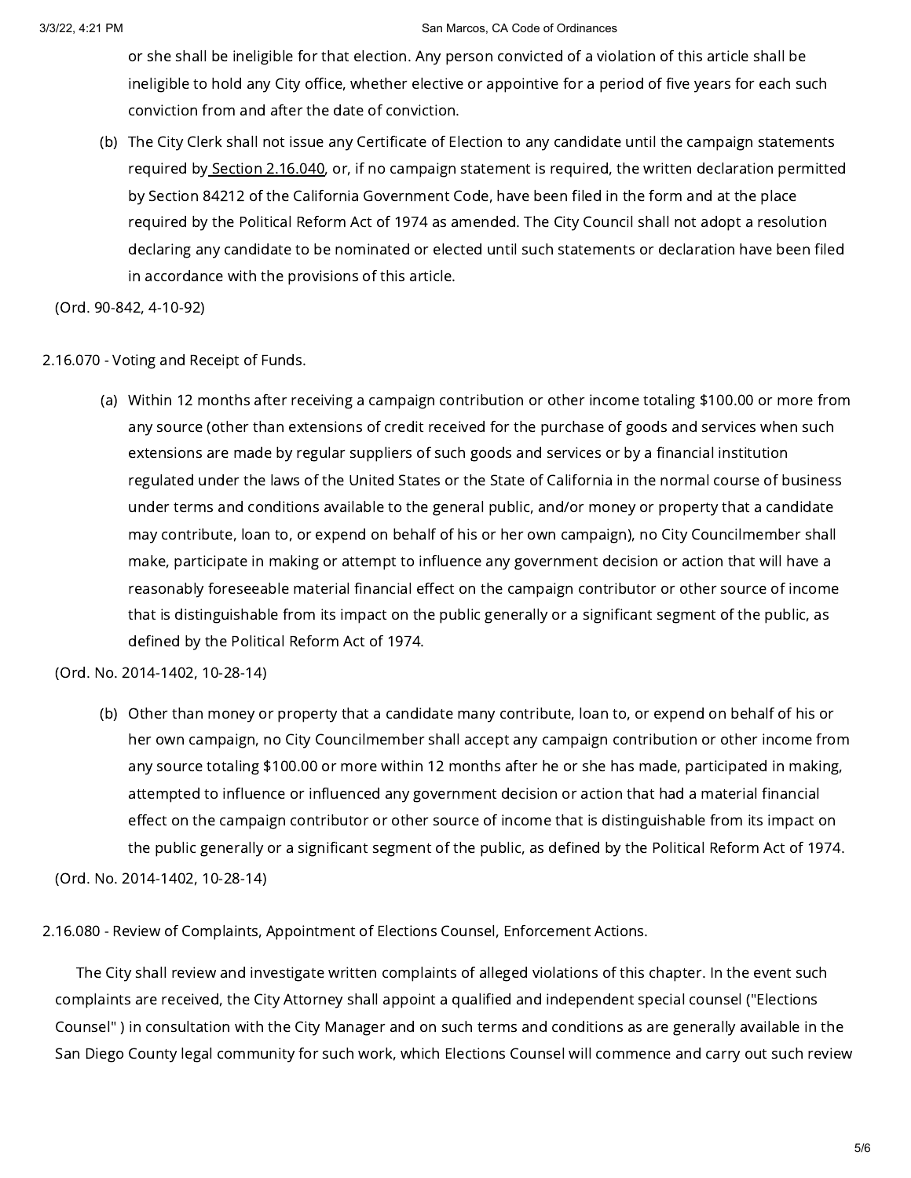or she shall be ineligible for that election. Any person convicted of a violation of this article shall be ineligible to hold any City office, whether elective or appointive for a period of five years for each such conviction from and after the date of conviction.

(b) The City Clerk shall not issue any Certificate of Election to any candidate until the campaign statements required by Section 2.16.040, or, if no campaign statement is required, the written declaration permitted by Section 84212 of the California Government Code, have been filed in the form and at the place required by the Political Reform Act of 1974 as amended. The City Council shall not adopt a resolution declaring any candidate to be nominated or elected until such statements or declaration have been filed in accordance with the provisions of this article.

(Ord. 90-842, 4-10-92)

2.16.070 - Voting and Receipt of Funds.

(a) Within 12 months after receiving a campaign contribution or other income totaling $100.00 or more from any source (other than extensions of credit received for the purchase of goods and services when such extensions are made by regular suppliers of such goods and services or by a financial institution regulated under the laws of the United States or the State of California in the normal course of business under terms and conditions available to the general public, and/or money or property that a candidate may contribute, loan to, or expend on behalf of his or her own campaign), no City Councilmember shall make, participate in making or attempt to influence any government decision or action that will have a reasonably foreseeable material financial effect on the campaign contributor or other source of income that is distinguishable from its impact on the public generally or a significant segment of the public, as defined by the Political Reform Act of 1974.

(Ord. No. 2014-1402, 10-28-14)

(b) Other than money or property that a candidate many contribute, loan to, or expend on behalf of his or her own campaign, no City Councilmember shall accept any campaign contribution or other income from any source totaling $100.00 or more within 12 months after he or she has made, participated in making, attempted to influence or influenced any government decision or action that had a material financial effect on the campaign contributor or other source of income that is distinguishable from its impact on the public generally or a significant segment of the public, as defined by the Political Reform Act of 1974.

(Ord. No. 2014-1402, 10-28-14)

2.16.080 - Review of Complaints, Appointment of Elections Counsel, Enforcement Actions.

The City shall review and investigate written complaints of alleged violations of this chapter. In the event such complaints are received, the City Attorney shall appoint a qualified and independent special counsel ("Elections Counsel" ) in consultation with the City Manager and on such terms and conditions as are generally available in the San Diego County legal community for such work, which Elections Counsel will commence and carry out such review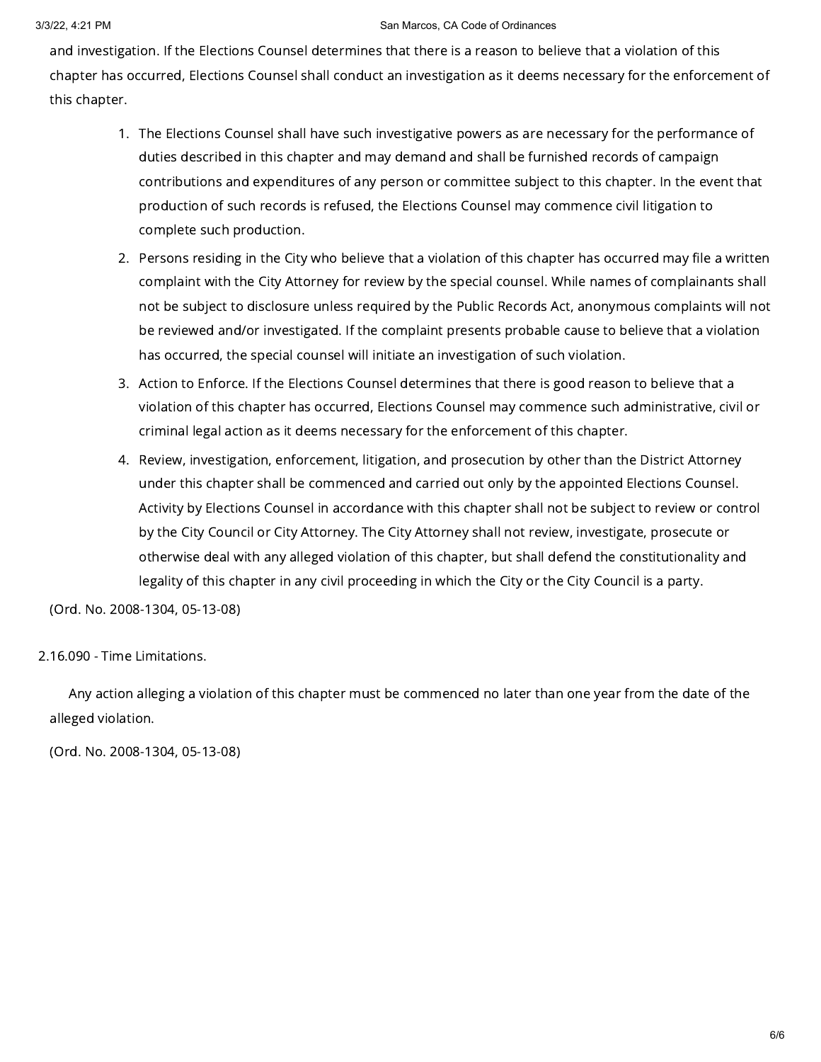and investigation. If the Elections Counsel determines that there is a reason to believe that a violation of this chapter has occurred, Elections Counsel shall conduct an investigation as it deems necessary for the enforcement of this chapter.

1. The Elections Counsel shall have such investigative powers as are necessary for the performance of duties described in this chapter and may demand and shall be furnished records of campaign contributions and expenditures of any person or committee subject to this chapter. In the event that production of such records is refused, the Elections Counsel may commence civil litigation to complete such production.
2. Persons residing in the City who believe that a violation of this chapter has occurred may file a written complaint with the City Attorney for review by the special counsel. While names of complainants shall not be subject to disclosure unless required by the Public Records Act, anonymous complaints will not be reviewed and/or investigated. If the complaint presents probable cause to believe that a violation has occurred, the special counsel will initiate an investigation of such violation.
3. Action to Enforce. If the Elections Counsel determines that there is good reason to believe that a violation of this chapter has occurred, Elections Counsel may commence such administrative, civil or criminal legal action as it deems necessary for the enforcement of this chapter.
4. Review, investigation, enforcement, litigation, and prosecution by other than the District Attorney under this chapter shall be commenced and carried out only by the appointed Elections Counsel. Activity by Elections Counsel in accordance with this chapter shall not be subject to review or control by the City Council or City Attorney. The City Attorney shall not review, investigate, prosecute or otherwise deal with any alleged violation of this chapter, but shall defend the constitutionality and legality of this chapter in any civil proceeding in which the City or the City Council is a party.

(Ord. No. 2008-1304, 05-13-08)

2.16.090 - Time Limitations.

Any action alleging a violation of this chapter must be commenced no later than one year from the date of the alleged violation.

(Ord. No. 2008-1304, 05-13-08)